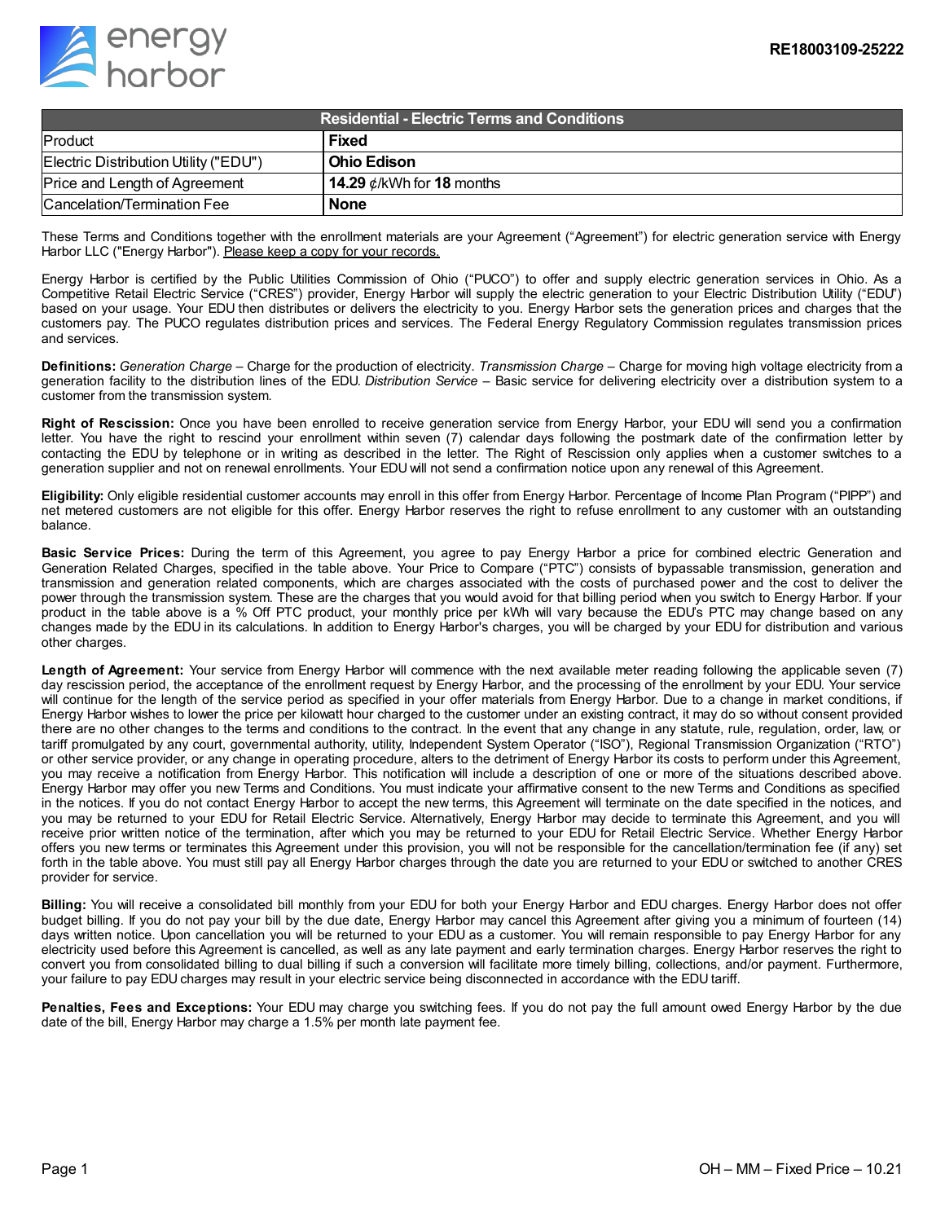energy harbor

RE18003109-25222

| Residential - Electric Terms and Conditions | |
|---|---|
| Product | **Fixed** |
| Electric Distribution Utility ("EDU") | **Ohio Edison** |
| Price and Length of Agreement | **14.29** ¢/kWh for **18** months |
| Cancelation/Termination Fee | **None** |

These Terms and Conditions together with the enrollment materials are your Agreement ("Agreement") for electric generation service with Energy Harbor LLC ("Energy Harbor"). Please keep a copy for your records.

Energy Harbor is certified by the Public Utilities Commission of Ohio ("PUCO") to offer and supply electric generation services in Ohio. As a Competitive Retail Electric Service ("CRES") provider, Energy Harbor will supply the electric generation to your Electric Distribution Utility ("EDU") based on your usage. Your EDU then distributes or delivers the electricity to you. Energy Harbor sets the generation prices and charges that the customers pay. The PUCO regulates distribution prices and services. The Federal Energy Regulatory Commission regulates transmission prices and services.

**Definitions:** *Generation Charge* – Charge for the production of electricity. *Transmission Charge* – Charge for moving high voltage electricity from a generation facility to the distribution lines of the EDU. *Distribution Service* – Basic service for delivering electricity over a distribution system to a customer from the transmission system.

**Right of Rescission:** Once you have been enrolled to receive generation service from Energy Harbor, your EDU will send you a confirmation letter. You have the right to rescind your enrollment within seven (7) calendar days following the postmark date of the confirmation letter by contacting the EDU by telephone or in writing as described in the letter. The Right of Rescission only applies when a customer switches to a generation supplier and not on renewal enrollments. Your EDU will not send a confirmation notice upon any renewal of this Agreement.

**Eligibility:** Only eligible residential customer accounts may enroll in this offer from Energy Harbor. Percentage of Income Plan Program ("PIPP") and net metered customers are not eligible for this offer. Energy Harbor reserves the right to refuse enrollment to any customer with an outstanding balance.

**Basic Service Prices:** During the term of this Agreement, you agree to pay Energy Harbor a price for combined electric Generation and Generation Related Charges, specified in the table above. Your Price to Compare ("PTC") consists of bypassable transmission, generation and transmission and generation related components, which are charges associated with the costs of purchased power and the cost to deliver the power through the transmission system. These are the charges that you would avoid for that billing period when you switch to Energy Harbor. If your product in the table above is a % Off PTC product, your monthly price per kWh will vary because the EDU's PTC may change based on any changes made by the EDU in its calculations. In addition to Energy Harbor's charges, you will be charged by your EDU for distribution and various other charges.

**Length of Agreement:** Your service from Energy Harbor will commence with the next available meter reading following the applicable seven (7) day rescission period, the acceptance of the enrollment request by Energy Harbor, and the processing of the enrollment by your EDU. Your service will continue for the length of the service period as specified in your offer materials from Energy Harbor. Due to a change in market conditions, if Energy Harbor wishes to lower the price per kilowatt hour charged to the customer under an existing contract, it may do so without consent provided there are no other changes to the terms and conditions to the contract. In the event that any change in any statute, rule, regulation, order, law, or tariff promulgated by any court, governmental authority, utility, Independent System Operator ("ISO"), Regional Transmission Organization ("RTO") or other service provider, or any change in operating procedure, alters to the detriment of Energy Harbor its costs to perform under this Agreement, you may receive a notification from Energy Harbor. This notification will include a description of one or more of the situations described above. Energy Harbor may offer you new Terms and Conditions. You must indicate your affirmative consent to the new Terms and Conditions as specified in the notices. If you do not contact Energy Harbor to accept the new terms, this Agreement will terminate on the date specified in the notices, and you may be returned to your EDU for Retail Electric Service. Alternatively, Energy Harbor may decide to terminate this Agreement, and you will receive prior written notice of the termination, after which you may be returned to your EDU for Retail Electric Service. Whether Energy Harbor offers you new terms or terminates this Agreement under this provision, you will not be responsible for the cancellation/termination fee (if any) set forth in the table above. You must still pay all Energy Harbor charges through the date you are returned to your EDU or switched to another CRES provider for service.

**Billing:** You will receive a consolidated bill monthly from your EDU for both your Energy Harbor and EDU charges. Energy Harbor does not offer budget billing. If you do not pay your bill by the due date, Energy Harbor may cancel this Agreement after giving you a minimum of fourteen (14) days written notice. Upon cancellation you will be returned to your EDU as a customer. You will remain responsible to pay Energy Harbor for any electricity used before this Agreement is cancelled, as well as any late payment and early termination charges. Energy Harbor reserves the right to convert you from consolidated billing to dual billing if such a conversion will facilitate more timely billing, collections, and/or payment. Furthermore, your failure to pay EDU charges may result in your electric service being disconnected in accordance with the EDU tariff.

**Penalties, Fees and Exceptions:** Your EDU may charge you switching fees. If you do not pay the full amount owed Energy Harbor by the due date of the bill, Energy Harbor may charge a 1.5% per month late payment fee.

OH – MM – Fixed Price – 10.21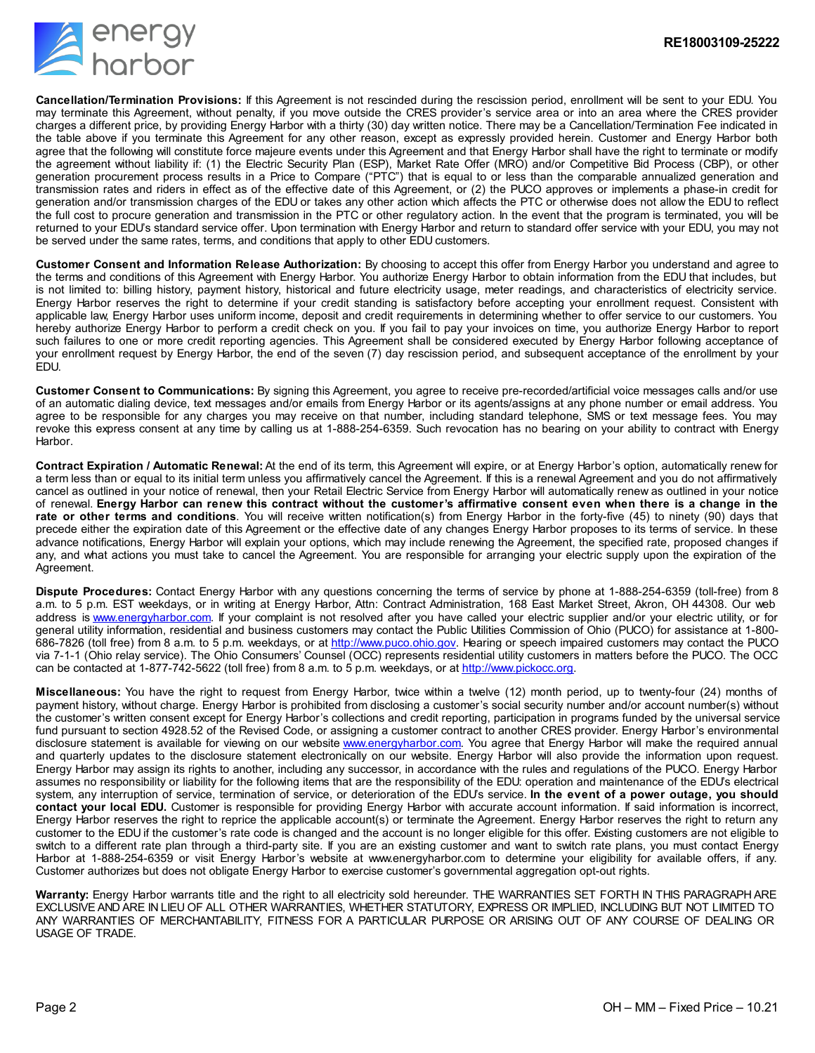**Cancellation/Termination Provisions:** If this Agreement is not rescinded during the rescission period, enrollment will be sent to your EDU. You may terminate this Agreement, without penalty, if you move outside the CRES provider's service area or into an area where the CRES provider charges a different price, by providing Energy Harbor with a thirty (30) day written notice. There may be a Cancellation/Termination Fee indicated in the table above if you terminate this Agreement for any other reason, except as expressly provided herein. Customer and Energy Harbor both agree that the following will constitute force majeure events under this Agreement and that Energy Harbor shall have the right to terminate or modify the agreement without liability if: (1) the Electric Security Plan (ESP), Market Rate Offer (MRO) and/or Competitive Bid Process (CBP), or other generation procurement process results in a Price to Compare ("PTC") that is equal to or less than the comparable annualized generation and transmission rates and riders in effect as of the effective date of this Agreement, or (2) the PUCO approves or implements a phase-in credit for generation and/or transmission charges of the EDU or takes any other action which affects the PTC or otherwise does not allow the EDU to reflect the full cost to procure generation and transmission in the PTC or other regulatory action. In the event that the program is terminated, you will be returned to your EDU's standard service offer. Upon termination with Energy Harbor and return to standard offer service with your EDU, you may not be served under the same rates, terms, and conditions that apply to other EDU customers.

**Customer Consent and Information Release Authorization:** By choosing to accept this offer from Energy Harbor you understand and agree to the terms and conditions of this Agreement with Energy Harbor. You authorize Energy Harbor to obtain information from the EDU that includes, but is not limited to: billing history, payment history, historical and future electricity usage, meter readings, and characteristics of electricity service. Energy Harbor reserves the right to determine if your credit standing is satisfactory before accepting your enrollment request. Consistent with applicable law, Energy Harbor uses uniform income, deposit and credit requirements in determining whether to offer service to our customers. You hereby authorize Energy Harbor to perform a credit check on you. If you fail to pay your invoices on time, you authorize Energy Harbor to report such failures to one or more credit reporting agencies. This Agreement shall be considered executed by Energy Harbor following acceptance of your enrollment request by Energy Harbor, the end of the seven (7) day rescission period, and subsequent acceptance of the enrollment by your EDU.

**Customer Consent to Communications:** By signing this Agreement, you agree to receive pre-recorded/artificial voice messages calls and/or use of an automatic dialing device, text messages and/or emails from Energy Harbor or its agents/assigns at any phone number or email address. You agree to be responsible for any charges you may receive on that number, including standard telephone, SMS or text message fees. You may revoke this express consent at any time by calling us at 1-888-254-6359. Such revocation has no bearing on your ability to contract with Energy Harbor.

**Contract Expiration / Automatic Renewal:** At the end of its term, this Agreement will expire, or at Energy Harbor's option, automatically renew for a term less than or equal to its initial term unless you affirmatively cancel the Agreement. If this is a renewal Agreement and you do not affirmatively cancel as outlined in your notice of renewal, then your Retail Electric Service from Energy Harbor will automatically renew as outlined in your notice of renewal. **Energy Harbor can renew this contract without the customer's affirmative consent even when there is a change in the rate or other terms and conditions**. You will receive written notification(s) from Energy Harbor in the forty-five (45) to ninety (90) days that precede either the expiration date of this Agreement or the effective date of any changes Energy Harbor proposes to its terms of service. In these advance notifications, Energy Harbor will explain your options, which may include renewing the Agreement, the specified rate, proposed changes if any, and what actions you must take to cancel the Agreement. You are responsible for arranging your electric supply upon the expiration of the Agreement.

**Dispute Procedures:** Contact Energy Harbor with any questions concerning the terms of service by phone at 1-888-254-6359 (toll-free) from 8 a.m. to 5 p.m. EST weekdays, or in writing at Energy Harbor, Attn: Contract Administration, 168 East Market Street, Akron, OH 44308. Our web address is www.energyharbor.com. If your complaint is not resolved after you have called your electric supplier and/or your electric utility, or for general utility information, residential and business customers may contact the Public Utilities Commission of Ohio (PUCO) for assistance at 1-800-686-7826 (toll free) from 8 a.m. to 5 p.m. weekdays, or at http://www.puco.ohio.gov. Hearing or speech impaired customers may contact the PUCO via 7-1-1 (Ohio relay service). The Ohio Consumers' Counsel (OCC) represents residential utility customers in matters before the PUCO. The OCC can be contacted at 1-877-742-5622 (toll free) from 8 a.m. to 5 p.m. weekdays, or at http://www.pickocc.org.

**Miscellaneous:** You have the right to request from Energy Harbor, twice within a twelve (12) month period, up to twenty-four (24) months of payment history, without charge. Energy Harbor is prohibited from disclosing a customer's social security number and/or account number(s) without the customer's written consent except for Energy Harbor's collections and credit reporting, participation in programs funded by the universal service fund pursuant to section 4928.52 of the Revised Code, or assigning a customer contract to another CRES provider. Energy Harbor's environmental disclosure statement is available for viewing on our website www.energyharbor.com. You agree that Energy Harbor will make the required annual and quarterly updates to the disclosure statement electronically on our website. Energy Harbor will also provide the information upon request. Energy Harbor may assign its rights to another, including any successor, in accordance with the rules and regulations of the PUCO. Energy Harbor assumes no responsibility or liability for the following items that are the responsibility of the EDU: operation and maintenance of the EDU's electrical system, any interruption of service, termination of service, or deterioration of the EDU's service. **In the event of a power outage, you should contact your local EDU.** Customer is responsible for providing Energy Harbor with accurate account information. If said information is incorrect, Energy Harbor reserves the right to reprice the applicable account(s) or terminate the Agreement. Energy Harbor reserves the right to return any customer to the EDU if the customer's rate code is changed and the account is no longer eligible for this offer. Existing customers are not eligible to switch to a different rate plan through a third-party site. If you are an existing customer and want to switch rate plans, you must contact Energy Harbor at 1-888-254-6359 or visit Energy Harbor's website at www.energyharbor.com to determine your eligibility for available offers, if any. Customer authorizes but does not obligate Energy Harbor to exercise customer's governmental aggregation opt-out rights.

**Warranty:** Energy Harbor warrants title and the right to all electricity sold hereunder. THE WARRANTIES SET FORTH IN THIS PARAGRAPH ARE EXCLUSIVE AND ARE IN LIEU OF ALL OTHER WARRANTIES, WHETHER STATUTORY, EXPRESS OR IMPLIED, INCLUDING BUT NOT LIMITED TO ANY WARRANTIES OF MERCHANTABILITY, FITNESS FOR A PARTICULAR PURPOSE OR ARISING OUT OF ANY COURSE OF DEALING OR USAGE OF TRADE.